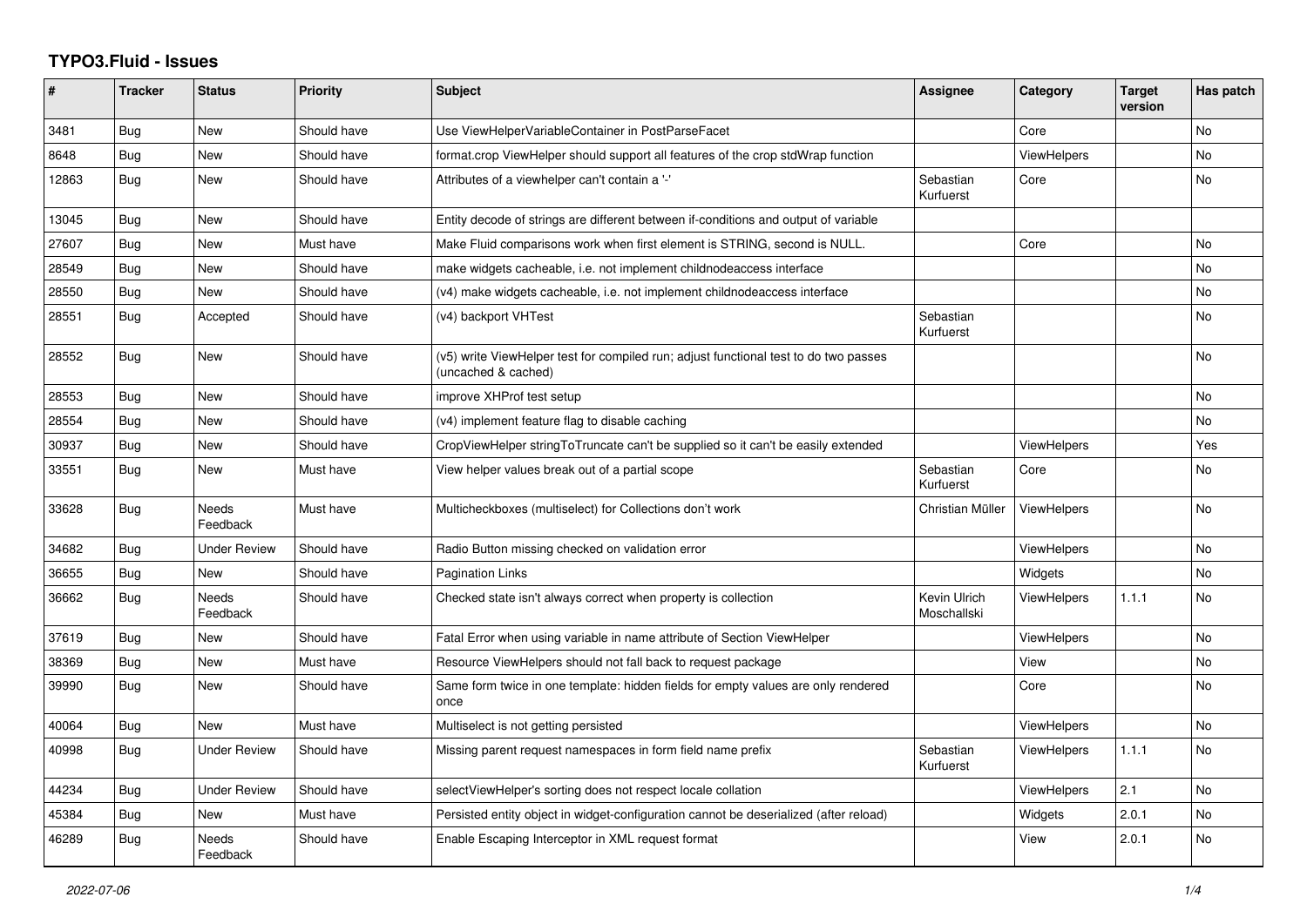# TYPO3.Fluid - Issues

| # | Tracker | Status | Priority | Subject | Assignee | Category | Target version | Has patch |
|---|---|---|---|---|---|---|---|---|
| 3481 | Bug | New | Should have | Use ViewHelperVariableContainer in PostParseFacet | | Core | | No |
| 8648 | Bug | New | Should have | format.crop ViewHelper should support all features of the crop stdWrap function | | ViewHelpers | | No |
| 12863 | Bug | New | Should have | Attributes of a viewhelper can't contain a '-' | Sebastian Kurfuerst | Core | | No |
| 13045 | Bug | New | Should have | Entity decode of strings are different between if-conditions and output of variable | | | | |
| 27607 | Bug | New | Must have | Make Fluid comparisons work when first element is STRING, second is NULL. | | Core | | No |
| 28549 | Bug | New | Should have | make widgets cacheable, i.e. not implement childnodeaccess interface | | | | No |
| 28550 | Bug | New | Should have | (v4) make widgets cacheable, i.e. not implement childnodeaccess interface | | | | No |
| 28551 | Bug | Accepted | Should have | (v4) backport VHTest | Sebastian Kurfuerst | | | No |
| 28552 | Bug | New | Should have | (v5) write ViewHelper test for compiled run; adjust functional test to do two passes (uncached & cached) | | | | No |
| 28553 | Bug | New | Should have | improve XHProf test setup | | | | No |
| 28554 | Bug | New | Should have | (v4) implement feature flag to disable caching | | | | No |
| 30937 | Bug | New | Should have | CropViewHelper stringToTruncate can't be supplied so it can't be easily extended | | ViewHelpers | | Yes |
| 33551 | Bug | New | Must have | View helper values break out of a partial scope | Sebastian Kurfuerst | Core | | No |
| 33628 | Bug | Needs Feedback | Must have | Multicheckboxes (multiselect) for Collections don't work | Christian Müller | ViewHelpers | | No |
| 34682 | Bug | Under Review | Should have | Radio Button missing checked on validation error | | ViewHelpers | | No |
| 36655 | Bug | New | Should have | Pagination Links | | Widgets | | No |
| 36662 | Bug | Needs Feedback | Should have | Checked state isn't always correct when property is collection | Kevin Ulrich Moschallski | ViewHelpers | 1.1.1 | No |
| 37619 | Bug | New | Should have | Fatal Error when using variable in name attribute of Section ViewHelper | | ViewHelpers | | No |
| 38369 | Bug | New | Must have | Resource ViewHelpers should not fall back to request package | | View | | No |
| 39990 | Bug | New | Should have | Same form twice in one template: hidden fields for empty values are only rendered once | | Core | | No |
| 40064 | Bug | New | Must have | Multiselect is not getting persisted | | ViewHelpers | | No |
| 40998 | Bug | Under Review | Should have | Missing parent request namespaces in form field name prefix | Sebastian Kurfuerst | ViewHelpers | 1.1.1 | No |
| 44234 | Bug | Under Review | Should have | selectViewHelper's sorting does not respect locale collation | | ViewHelpers | 2.1 | No |
| 45384 | Bug | New | Must have | Persisted entity object in widget-configuration cannot be deserialized (after reload) | | Widgets | 2.0.1 | No |
| 46289 | Bug | Needs Feedback | Should have | Enable Escaping Interceptor in XML request format | | View | 2.0.1 | No |

*2022-07-06*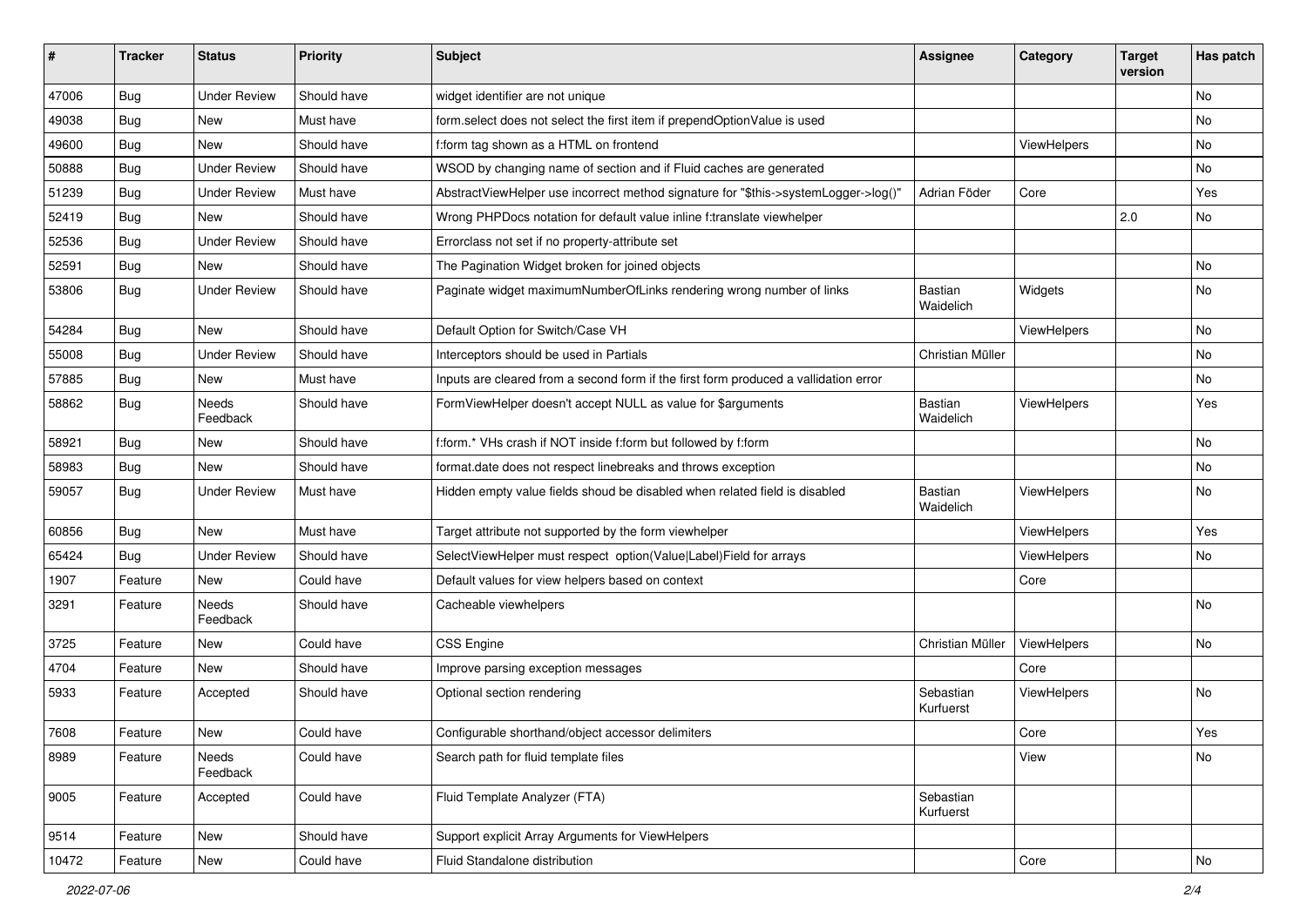| # | Tracker | Status | Priority | Subject | Assignee | Category | Target version | Has patch |
|---|---|---|---|---|---|---|---|---|
| 47006 | Bug | Under Review | Should have | widget identifier are not unique | | | | No |
| 49038 | Bug | New | Must have | form.select does not select the first item if prependOptionValue is used | | | | No |
| 49600 | Bug | New | Should have | f:form tag shown as a HTML on frontend | | ViewHelpers | | No |
| 50888 | Bug | Under Review | Should have | WSOD by changing name of section and if Fluid caches are generated | | | | No |
| 51239 | Bug | Under Review | Must have | AbstractViewHelper use incorrect method signature for "$this->systemLogger->log()" | Adrian Föder | Core | | Yes |
| 52419 | Bug | New | Should have | Wrong PHPDocs notation for default value inline f:translate viewhelper | | | 2.0 | No |
| 52536 | Bug | Under Review | Should have | Errorclass not set if no property-attribute set | | | | |
| 52591 | Bug | New | Should have | The Pagination Widget broken for joined objects | | | | No |
| 53806 | Bug | Under Review | Should have | Paginate widget maximumNumberOfLinks rendering wrong number of links | Bastian Waidelich | Widgets | | No |
| 54284 | Bug | New | Should have | Default Option for Switch/Case VH | | ViewHelpers | | No |
| 55008 | Bug | Under Review | Should have | Interceptors should be used in Partials | Christian Müller | | | No |
| 57885 | Bug | New | Must have | Inputs are cleared from a second form if the first form produced a vallidation error | | | | No |
| 58862 | Bug | Needs Feedback | Should have | FormViewHelper doesn't accept NULL as value for $arguments | Bastian Waidelich | ViewHelpers | | Yes |
| 58921 | Bug | New | Should have | f:form.* VHs crash if NOT inside f:form but followed by f:form | | | | No |
| 58983 | Bug | New | Should have | format.date does not respect linebreaks and throws exception | | | | No |
| 59057 | Bug | Under Review | Must have | Hidden empty value fields shoud be disabled when related field is disabled | Bastian Waidelich | ViewHelpers | | No |
| 60856 | Bug | New | Must have | Target attribute not supported by the form viewhelper | | ViewHelpers | | Yes |
| 65424 | Bug | Under Review | Should have | SelectViewHelper must respect option(Value\|Label)Field for arrays | | ViewHelpers | | No |
| 1907 | Feature | New | Could have | Default values for view helpers based on context | | Core | | |
| 3291 | Feature | Needs Feedback | Should have | Cacheable viewhelpers | | | | No |
| 3725 | Feature | New | Could have | CSS Engine | Christian Müller | ViewHelpers | | No |
| 4704 | Feature | New | Should have | Improve parsing exception messages | | Core | | |
| 5933 | Feature | Accepted | Should have | Optional section rendering | Sebastian Kurfuerst | ViewHelpers | | No |
| 7608 | Feature | New | Could have | Configurable shorthand/object accessor delimiters | | Core | | Yes |
| 8989 | Feature | Needs Feedback | Could have | Search path for fluid template files | | View | | No |
| 9005 | Feature | Accepted | Could have | Fluid Template Analyzer (FTA) | Sebastian Kurfuerst | | | |
| 9514 | Feature | New | Should have | Support explicit Array Arguments for ViewHelpers | | | | |
| 10472 | Feature | New | Could have | Fluid Standalone distribution | | Core | | No |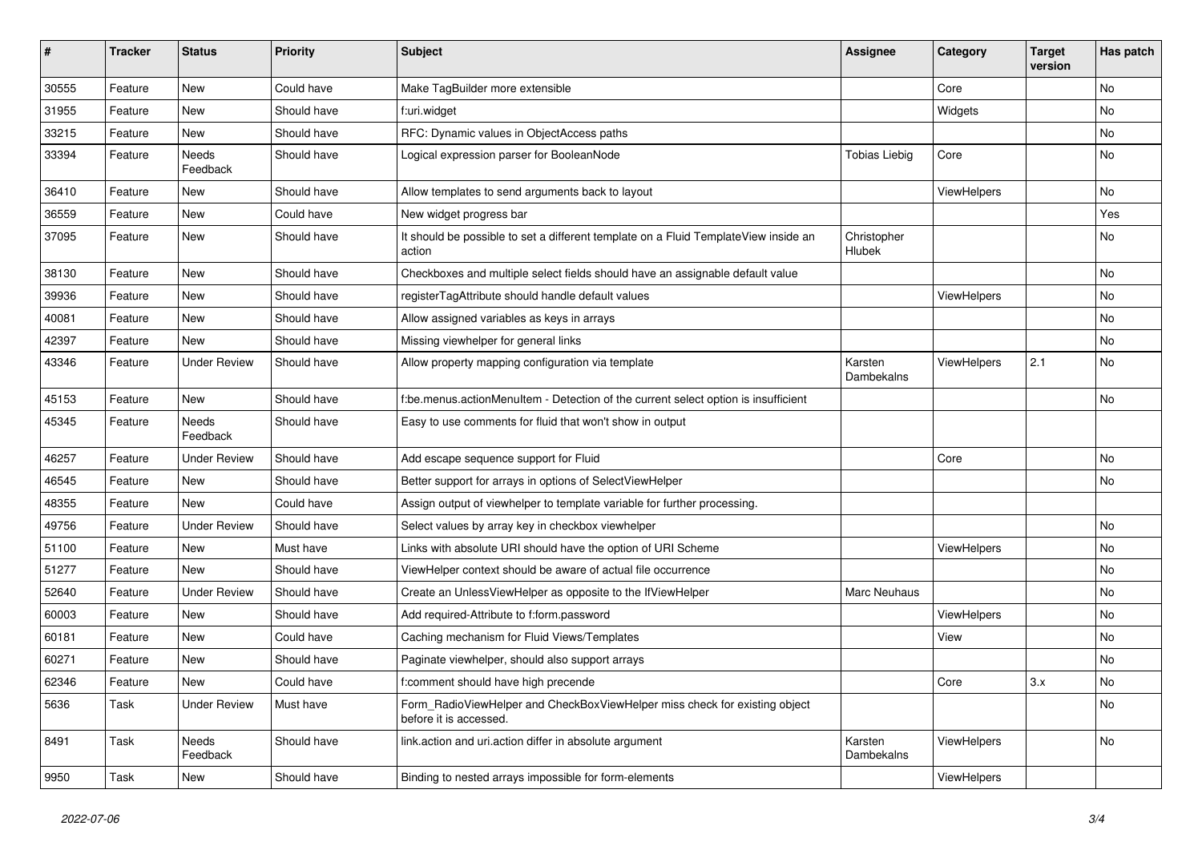| # | Tracker | Status | Priority | Subject | Assignee | Category | Target version | Has patch |
|---|---|---|---|---|---|---|---|---|
| 30555 | Feature | New | Could have | Make TagBuilder more extensible | | Core | | No |
| 31955 | Feature | New | Should have | f:uri.widget | | Widgets | | No |
| 33215 | Feature | New | Should have | RFC: Dynamic values in ObjectAccess paths | | | | No |
| 33394 | Feature | Needs Feedback | Should have | Logical expression parser for BooleanNode | Tobias Liebig | Core | | No |
| 36410 | Feature | New | Should have | Allow templates to send arguments back to layout | | ViewHelpers | | No |
| 36559 | Feature | New | Could have | New widget progress bar | | | | Yes |
| 37095 | Feature | New | Should have | It should be possible to set a different template on a Fluid TemplateView inside an action | Christopher Hlubek | | | No |
| 38130 | Feature | New | Should have | Checkboxes and multiple select fields should have an assignable default value | | | | No |
| 39936 | Feature | New | Should have | registerTagAttribute should handle default values | | ViewHelpers | | No |
| 40081 | Feature | New | Should have | Allow assigned variables as keys in arrays | | | | No |
| 42397 | Feature | New | Should have | Missing viewhelper for general links | | | | No |
| 43346 | Feature | Under Review | Should have | Allow property mapping configuration via template | Karsten Dambekalns | ViewHelpers | 2.1 | No |
| 45153 | Feature | New | Should have | f:be.menus.actionMenuItem - Detection of the current select option is insufficient | | | | No |
| 45345 | Feature | Needs Feedback | Should have | Easy to use comments for fluid that won't show in output | | | | |
| 46257 | Feature | Under Review | Should have | Add escape sequence support for Fluid | | Core | | No |
| 46545 | Feature | New | Should have | Better support for arrays in options of SelectViewHelper | | | | No |
| 48355 | Feature | New | Could have | Assign output of viewhelper to template variable for further processing. | | | | |
| 49756 | Feature | Under Review | Should have | Select values by array key in checkbox viewhelper | | | | No |
| 51100 | Feature | New | Must have | Links with absolute URI should have the option of URI Scheme | | ViewHelpers | | No |
| 51277 | Feature | New | Should have | ViewHelper context should be aware of actual file occurrence | | | | No |
| 52640 | Feature | Under Review | Should have | Create an UnlessViewHelper as opposite to the IfViewHelper | Marc Neuhaus | | | No |
| 60003 | Feature | New | Should have | Add required-Attribute to f:form.password | | ViewHelpers | | No |
| 60181 | Feature | New | Could have | Caching mechanism for Fluid Views/Templates | | View | | No |
| 60271 | Feature | New | Should have | Paginate viewhelper, should also support arrays | | | | No |
| 62346 | Feature | New | Could have | f:comment should have high precende | | Core | 3.x | No |
| 5636 | Task | Under Review | Must have | Form_RadioViewHelper and CheckBoxViewHelper miss check for existing object before it is accessed. | | | | No |
| 8491 | Task | Needs Feedback | Should have | link.action and uri.action differ in absolute argument | Karsten Dambekalns | ViewHelpers | | No |
| 9950 | Task | New | Should have | Binding to nested arrays impossible for form-elements | | ViewHelpers | | |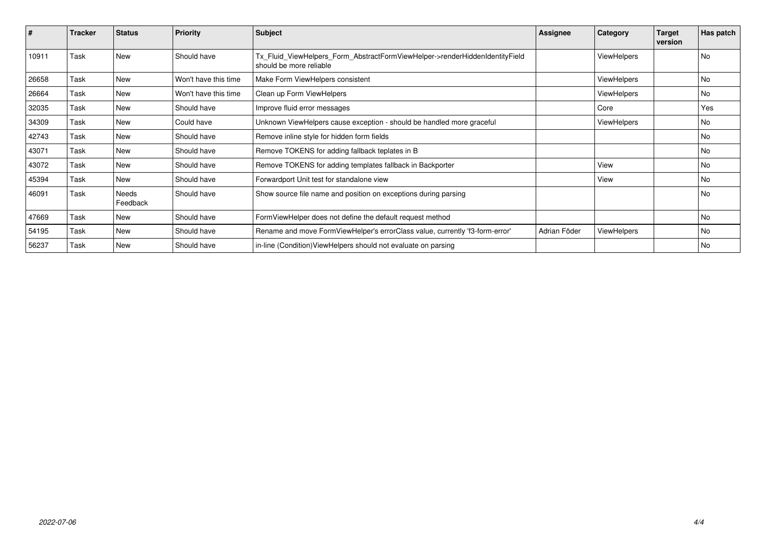| # | Tracker | Status | Priority | Subject | Assignee | Category | Target version | Has patch |
|---|---|---|---|---|---|---|---|---|
| 10911 | Task | New | Should have | Tx_Fluid_ViewHelpers_Form_AbstractFormViewHelper->renderHiddenIdentityField should be more reliable | | ViewHelpers | | No |
| 26658 | Task | New | Won't have this time | Make Form ViewHelpers consistent | | ViewHelpers | | No |
| 26664 | Task | New | Won't have this time | Clean up Form ViewHelpers | | ViewHelpers | | No |
| 32035 | Task | New | Should have | Improve fluid error messages | | Core | | Yes |
| 34309 | Task | New | Could have | Unknown ViewHelpers cause exception - should be handled more graceful | | ViewHelpers | | No |
| 42743 | Task | New | Should have | Remove inline style for hidden form fields | | | | No |
| 43071 | Task | New | Should have | Remove TOKENS for adding fallback teplates in B | | | | No |
| 43072 | Task | New | Should have | Remove TOKENS for adding templates fallback in Backporter | | View | | No |
| 45394 | Task | New | Should have | Forwardport Unit test for standalone view | | View | | No |
| 46091 | Task | Needs Feedback | Should have | Show source file name and position on exceptions during parsing | | | | No |
| 47669 | Task | New | Should have | FormViewHelper does not define the default request method | | | | No |
| 54195 | Task | New | Should have | Rename and move FormViewHelper's errorClass value, currently 'f3-form-error' | Adrian Föder | ViewHelpers | | No |
| 56237 | Task | New | Should have | in-line (Condition)ViewHelpers should not evaluate on parsing | | | | No |

*2022-07-06*